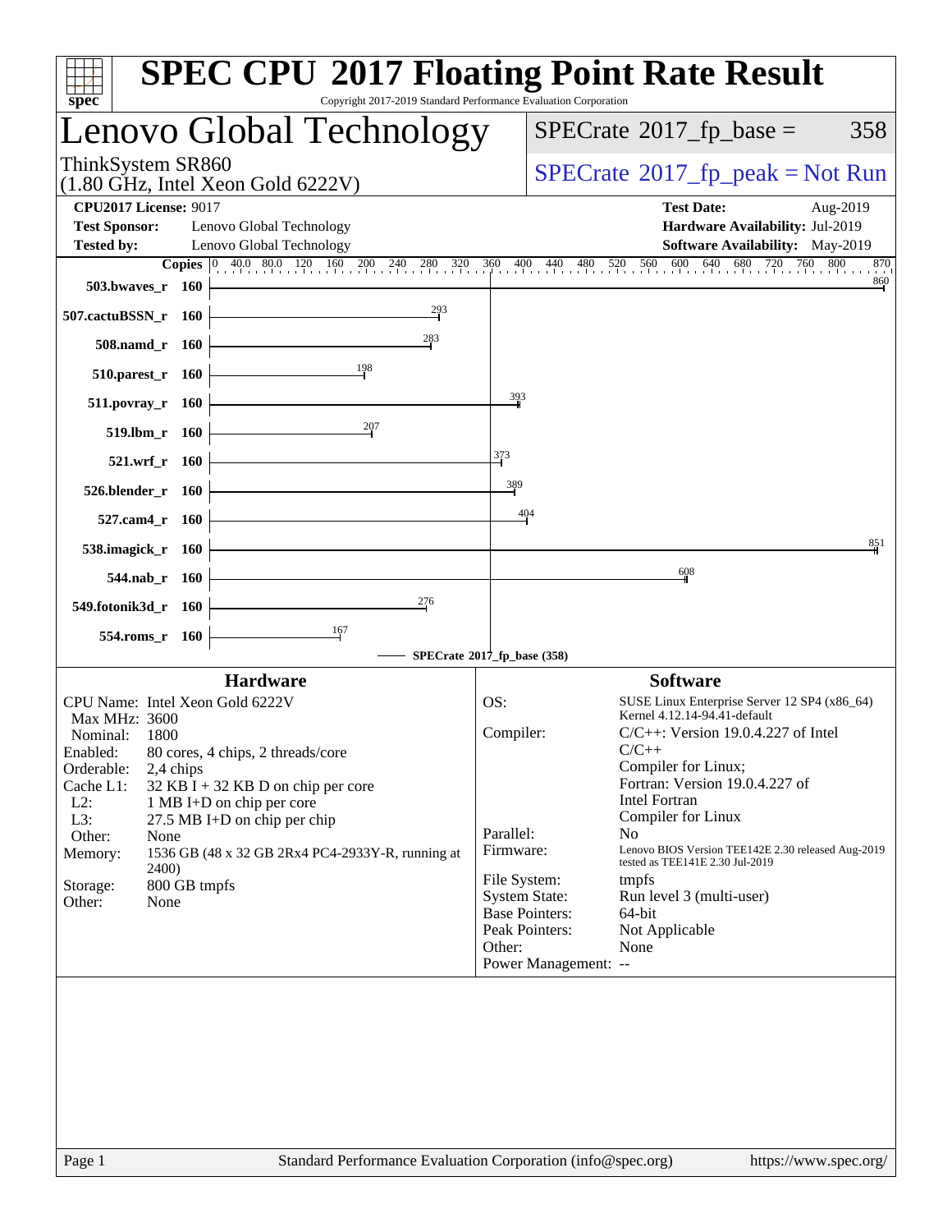# SPEC CPU 2017 Floating Point Rate Result

Copyright 2017-2019 Standard Performance Evaluation Corporation

## Lenovo Global Technology

ThinkSystem SR860
(1.80 GHz, Intel Xeon Gold 6222V)

SPECrate 2017_fp_base = 358

SPECrate 2017_fp_peak = Not Run

**CPU2017 License:** 9017
**Test Sponsor:** Lenovo Global Technology
**Tested by:** Lenovo Global Technology

**Test Date:** Aug-2019
**Hardware Availability:** Jul-2019
**Software Availability:** May-2019

| Benchmark | Copies | SPECrate 2017_fp_base |
|---|---|---|
| 503.bwaves_r | 160 | 860 |
| 507.cactuBSSN_r | 160 | 293 |
| 508.namd_r | 160 | 283 |
| 510.parest_r | 160 | 198 |
| 511.povray_r | 160 | 393 |
| 519.lbm_r | 160 | 207 |
| 521.wrf_r | 160 | 373 |
| 526.blender_r | 160 | 389 |
| 527.cam4_r | 160 | 404 |
| 538.imagick_r | 160 | 851 |
| 544.nab_r | 160 | 608 |
| 549.fotonik3d_r | 160 | 276 |
| 554.roms_r | 160 | 167 |

SPECrate 2017_fp_base (358)

### Hardware

- CPU Name: Intel Xeon Gold 6222V
- Max MHz: 3600
- Nominal: 1800
- Enabled: 80 cores, 4 chips, 2 threads/core
- Orderable: 2,4 chips
- Cache L1: 32 KB I + 32 KB D on chip per core
- L2: 1 MB I+D on chip per core
- L3: 27.5 MB I+D on chip per chip
- Other: None
- Memory: 1536 GB (48 x 32 GB 2Rx4 PC4-2933Y-R, running at 2400)
- Storage: 800 GB tmpfs
- Other: None

### Software

- OS: SUSE Linux Enterprise Server 12 SP4 (x86_64) Kernel 4.12.14-94.41-default
- Compiler: C/C++: Version 19.0.4.227 of Intel C/C++ Compiler for Linux; Fortran: Version 19.0.4.227 of Intel Fortran Compiler for Linux
- Parallel: No
- Firmware: Lenovo BIOS Version TEE142E 2.30 released Aug-2019 tested as TEE141E 2.30 Jul-2019
- File System: tmpfs
- System State: Run level 3 (multi-user)
- Base Pointers: 64-bit
- Peak Pointers: Not Applicable
- Other: None
- Power Management: --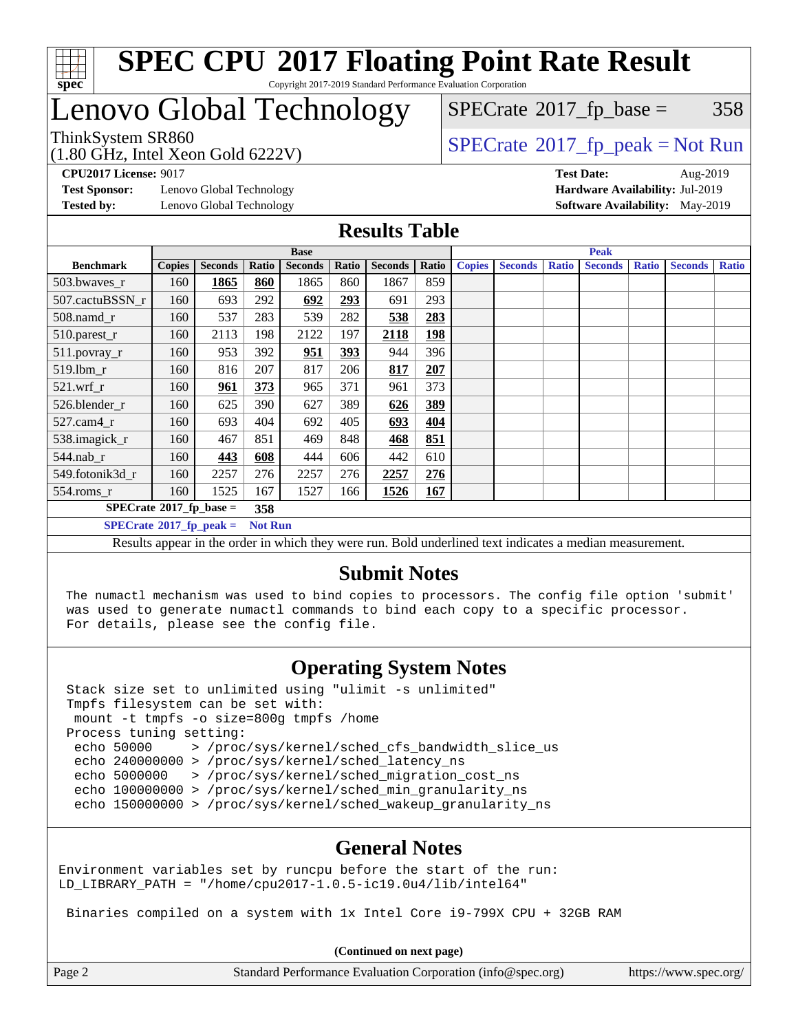# SPEC CPU 2017 Floating Point Rate Result

Copyright 2017-2019 Standard Performance Evaluation Corporation

## Lenovo Global Technology

ThinkSystem SR860
(1.80 GHz, Intel Xeon Gold 6222V)

SPECrate 2017_fp_base = 358

SPECrate 2017_fp_peak = Not Run

**CPU2017 License:** 9017
**Test Sponsor:** Lenovo Global Technology
**Tested by:** Lenovo Global Technology

**Test Date:** Aug-2019
**Hardware Availability:** Jul-2019
**Software Availability:** May-2019

## Results Table

| Benchmark | Base | | | | | | | Peak | | | | | | |
|---|---|---|---|---|---|---|---|---|---|---|---|---|---|---|
| | Copies | Seconds | Ratio | Seconds | Ratio | Seconds | Ratio | Copies | Seconds | Ratio | Seconds | Ratio | Seconds | Ratio |
| 503.bwaves_r | 160 | **1865** | **860** | 1865 | 860 | 1867 | 859 | | | | | | | |
| 507.cactuBSSN_r | 160 | 693 | 292 | **692** | **293** | 691 | 293 | | | | | | | |
| 508.namd_r | 160 | 537 | 283 | 539 | 282 | **538** | **283** | | | | | | | |
| 510.parest_r | 160 | 2113 | 198 | 2122 | 197 | **2118** | **198** | | | | | | | |
| 511.povray_r | 160 | 953 | 392 | **951** | **393** | 944 | 396 | | | | | | | |
| 519.lbm_r | 160 | 816 | 207 | 817 | 206 | **817** | **207** | | | | | | | |
| 521.wrf_r | 160 | **961** | **373** | 965 | 371 | 961 | 373 | | | | | | | |
| 526.blender_r | 160 | 625 | 390 | 627 | 389 | **626** | **389** | | | | | | | |
| 527.cam4_r | 160 | 693 | 404 | 692 | 405 | **693** | **404** | | | | | | | |
| 538.imagick_r | 160 | 467 | 851 | 469 | 848 | **468** | **851** | | | | | | | |
| 544.nab_r | 160 | **443** | **608** | 444 | 606 | 442 | 610 | | | | | | | |
| 549.fotonik3d_r | 160 | 2257 | 276 | 2257 | 276 | **2257** | **276** | | | | | | | |
| 554.roms_r | 160 | 1525 | 167 | 1527 | 166 | **1526** | **167** | | | | | | | |

**SPECrate 2017_fp_base = 358**

**SPECrate 2017_fp_peak = Not Run**

Results appear in the order in which they were run. Bold underlined text indicates a median measurement.

## Submit Notes

```
The numactl mechanism was used to bind copies to processors. The config file option 'submit'
was used to generate numactl commands to bind each copy to a specific processor.
For details, please see the config file.
```

## Operating System Notes

```
Stack size set to unlimited using "ulimit -s unlimited"
Tmpfs filesystem can be set with:
 mount -t tmpfs -o size=800g tmpfs /home
Process tuning setting:
 echo 50000     > /proc/sys/kernel/sched_cfs_bandwidth_slice_us
 echo 240000000 > /proc/sys/kernel/sched_latency_ns
 echo 5000000   > /proc/sys/kernel/sched_migration_cost_ns
 echo 100000000 > /proc/sys/kernel/sched_min_granularity_ns
 echo 150000000 > /proc/sys/kernel/sched_wakeup_granularity_ns
```

## General Notes

```
Environment variables set by runcpu before the start of the run:
LD_LIBRARY_PATH = "/home/cpu2017-1.0.5-ic19.0u4/lib/intel64"

 Binaries compiled on a system with 1x Intel Core i9-799X CPU + 32GB RAM
```

**(Continued on next page)**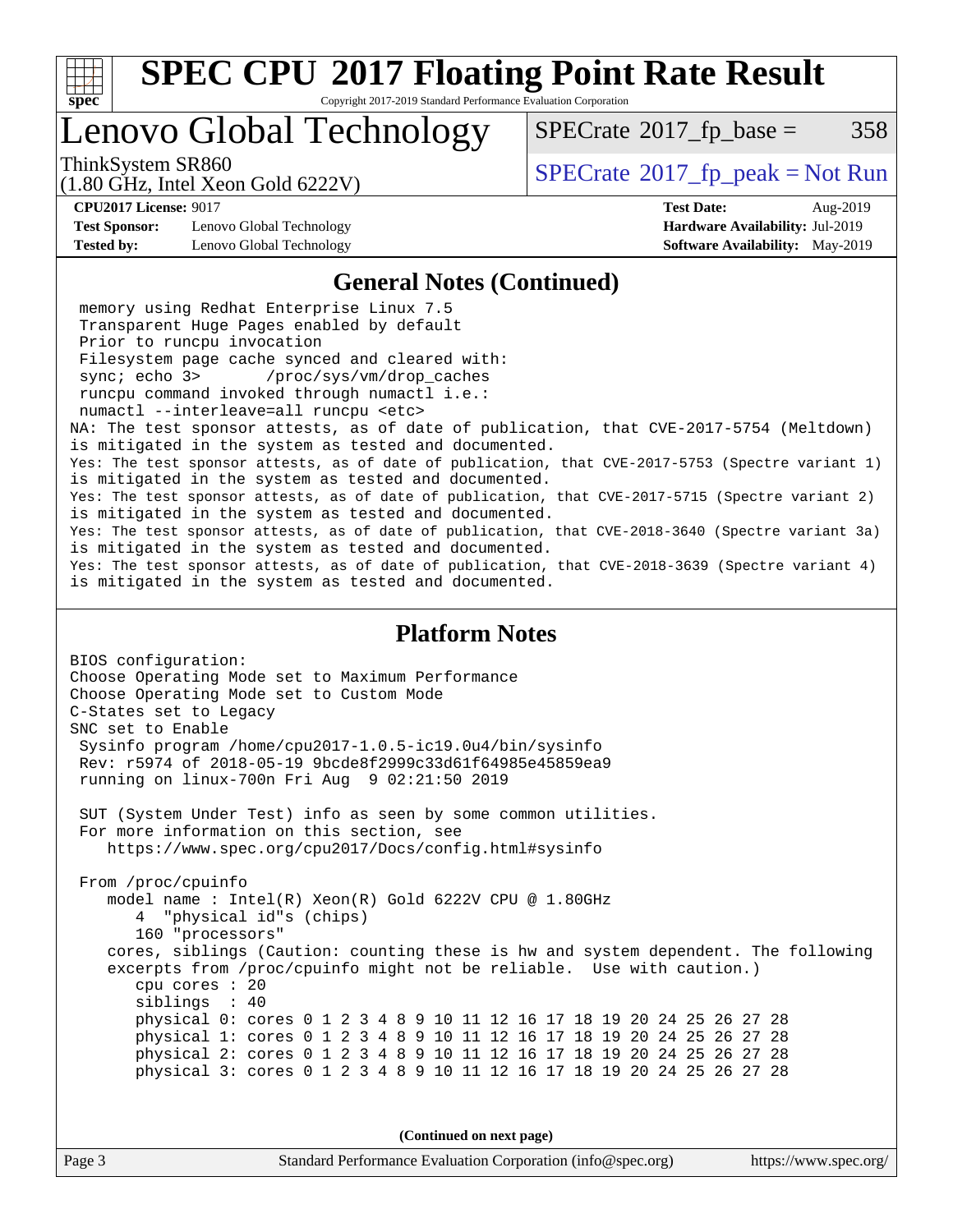# SPEC CPU 2017 Floating Point Rate Result

Copyright 2017-2019 Standard Performance Evaluation Corporation

## Lenovo Global Technology

ThinkSystem SR860
(1.80 GHz, Intel Xeon Gold 6222V)

SPECrate 2017_fp_base = 358

SPECrate 2017_fp_peak = Not Run

**CPU2017 License:** 9017
**Test Sponsor:** Lenovo Global Technology
**Tested by:** Lenovo Global Technology

**Test Date:** Aug-2019
**Hardware Availability:** Jul-2019
**Software Availability:** May-2019

### General Notes (Continued)

```
 memory using Redhat Enterprise Linux 7.5
 Transparent Huge Pages enabled by default
 Prior to runcpu invocation
 Filesystem page cache synced and cleared with:
 sync; echo 3>       /proc/sys/vm/drop_caches
 runcpu command invoked through numactl i.e.:
 numactl --interleave=all runcpu <etc>
NA: The test sponsor attests, as of date of publication, that CVE-2017-5754 (Meltdown)
is mitigated in the system as tested and documented.
Yes: The test sponsor attests, as of date of publication, that CVE-2017-5753 (Spectre variant 1)
is mitigated in the system as tested and documented.
Yes: The test sponsor attests, as of date of publication, that CVE-2017-5715 (Spectre variant 2)
is mitigated in the system as tested and documented.
Yes: The test sponsor attests, as of date of publication, that CVE-2018-3640 (Spectre variant 3a)
is mitigated in the system as tested and documented.
Yes: The test sponsor attests, as of date of publication, that CVE-2018-3639 (Spectre variant 4)
is mitigated in the system as tested and documented.
```

### Platform Notes

```
BIOS configuration:
Choose Operating Mode set to Maximum Performance
Choose Operating Mode set to Custom Mode
C-States set to Legacy
SNC set to Enable
 Sysinfo program /home/cpu2017-1.0.5-ic19.0u4/bin/sysinfo
 Rev: r5974 of 2018-05-19 9bcde8f2999c33d61f64985e45859ea9
 running on linux-700n Fri Aug  9 02:21:50 2019

 SUT (System Under Test) info as seen by some common utilities.
 For more information on this section, see
    https://www.spec.org/cpu2017/Docs/config.html#sysinfo

 From /proc/cpuinfo
    model name : Intel(R) Xeon(R) Gold 6222V CPU @ 1.80GHz
       4  "physical id"s (chips)
       160 "processors"
    cores, siblings (Caution: counting these is hw and system dependent. The following
    excerpts from /proc/cpuinfo might not be reliable.  Use with caution.)
       cpu cores : 20
       siblings  : 40
       physical 0: cores 0 1 2 3 4 8 9 10 11 12 16 17 18 19 20 24 25 26 27 28
       physical 1: cores 0 1 2 3 4 8 9 10 11 12 16 17 18 19 20 24 25 26 27 28
       physical 2: cores 0 1 2 3 4 8 9 10 11 12 16 17 18 19 20 24 25 26 27 28
       physical 3: cores 0 1 2 3 4 8 9 10 11 12 16 17 18 19 20 24 25 26 27 28
```

**(Continued on next page)**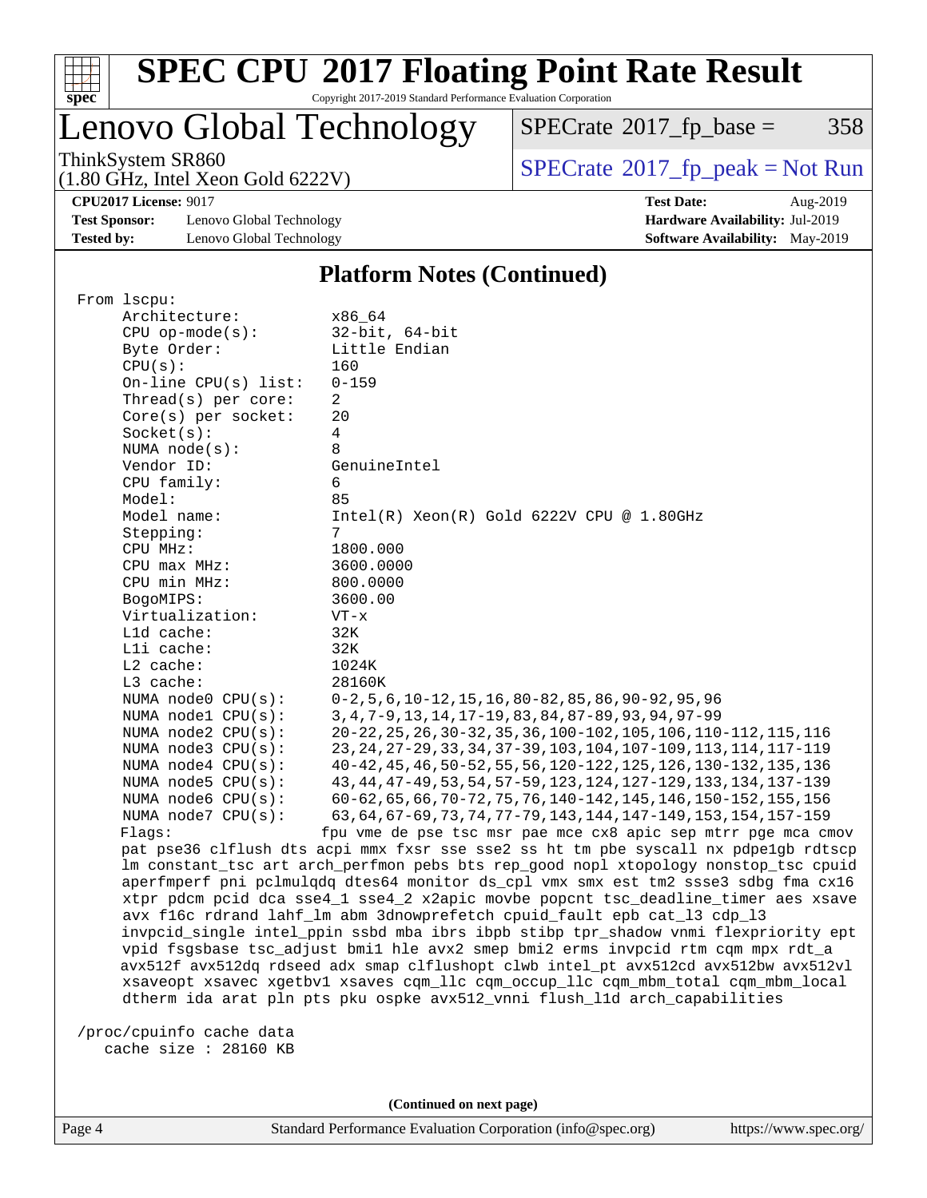## Platform Notes (Continued)

```
From lscpu:
    Architecture:          x86_64
    CPU op-mode(s):        32-bit, 64-bit
    Byte Order:            Little Endian
    CPU(s):                160
    On-line CPU(s) list:   0-159
    Thread(s) per core:    2
    Core(s) per socket:    20
    Socket(s):             4
    NUMA node(s):          8
    Vendor ID:             GenuineIntel
    CPU family:            6
    Model:                 85
    Model name:            Intel(R) Xeon(R) Gold 6222V CPU @ 1.80GHz
    Stepping:              7
    CPU MHz:               1800.000
    CPU max MHz:           3600.0000
    CPU min MHz:           800.0000
    BogoMIPS:              3600.00
    Virtualization:        VT-x
    L1d cache:             32K
    L1i cache:             32K
    L2 cache:              1024K
    L3 cache:              28160K
    NUMA node0 CPU(s):     0-2,5,6,10-12,15,16,80-82,85,86,90-92,95,96
    NUMA node1 CPU(s):     3,4,7-9,13,14,17-19,83,84,87-89,93,94,97-99
    NUMA node2 CPU(s):     20-22,25,26,30-32,35,36,100-102,105,106,110-112,115,116
    NUMA node3 CPU(s):     23,24,27-29,33,34,37-39,103,104,107-109,113,114,117-119
    NUMA node4 CPU(s):     40-42,45,46,50-52,55,56,120-122,125,126,130-132,135,136
    NUMA node5 CPU(s):     43,44,47-49,53,54,57-59,123,124,127-129,133,134,137-139
    NUMA node6 CPU(s):     60-62,65,66,70-72,75,76,140-142,145,146,150-152,155,156
    NUMA node7 CPU(s):     63,64,67-69,73,74,77-79,143,144,147-149,153,154,157-159
    Flags:                 fpu vme de pse tsc msr pae mce cx8 apic sep mtrr pge mca cmov
    pat pse36 clflush dts acpi mmx fxsr sse sse2 ss ht tm pbe syscall nx pdpe1gb rdtscp
    lm constant_tsc art arch_perfmon pebs bts rep_good nopl xtopology nonstop_tsc cpuid
    aperfmperf pni pclmulqdq dtes64 monitor ds_cpl vmx smx est tm2 ssse3 sdbg fma cx16
    xtpr pdcm pcid dca sse4_1 sse4_2 x2apic movbe popcnt tsc_deadline_timer aes xsave
    avx f16c rdrand lahf_lm abm 3dnowprefetch cpuid_fault epb cat_l3 cdp_l3
    invpcid_single intel_ppin ssbd mba ibrs ibpb stibp tpr_shadow vnmi flexpriority ept
    vpid fsgsbase tsc_adjust bmi1 hle avx2 smep bmi2 erms invpcid rtm cqm mpx rdt_a
    avx512f avx512dq rdseed adx smap clflushopt clwb intel_pt avx512cd avx512bw avx512vl
    xsaveopt xsavec xgetbv1 xsaves cqm_llc cqm_occup_llc cqm_mbm_total cqm_mbm_local
    dtherm ida arat pln pts pku ospke avx512_vnni flush_l1d arch_capabilities

 /proc/cpuinfo cache data
    cache size : 28160 KB
```

(Continued on next page)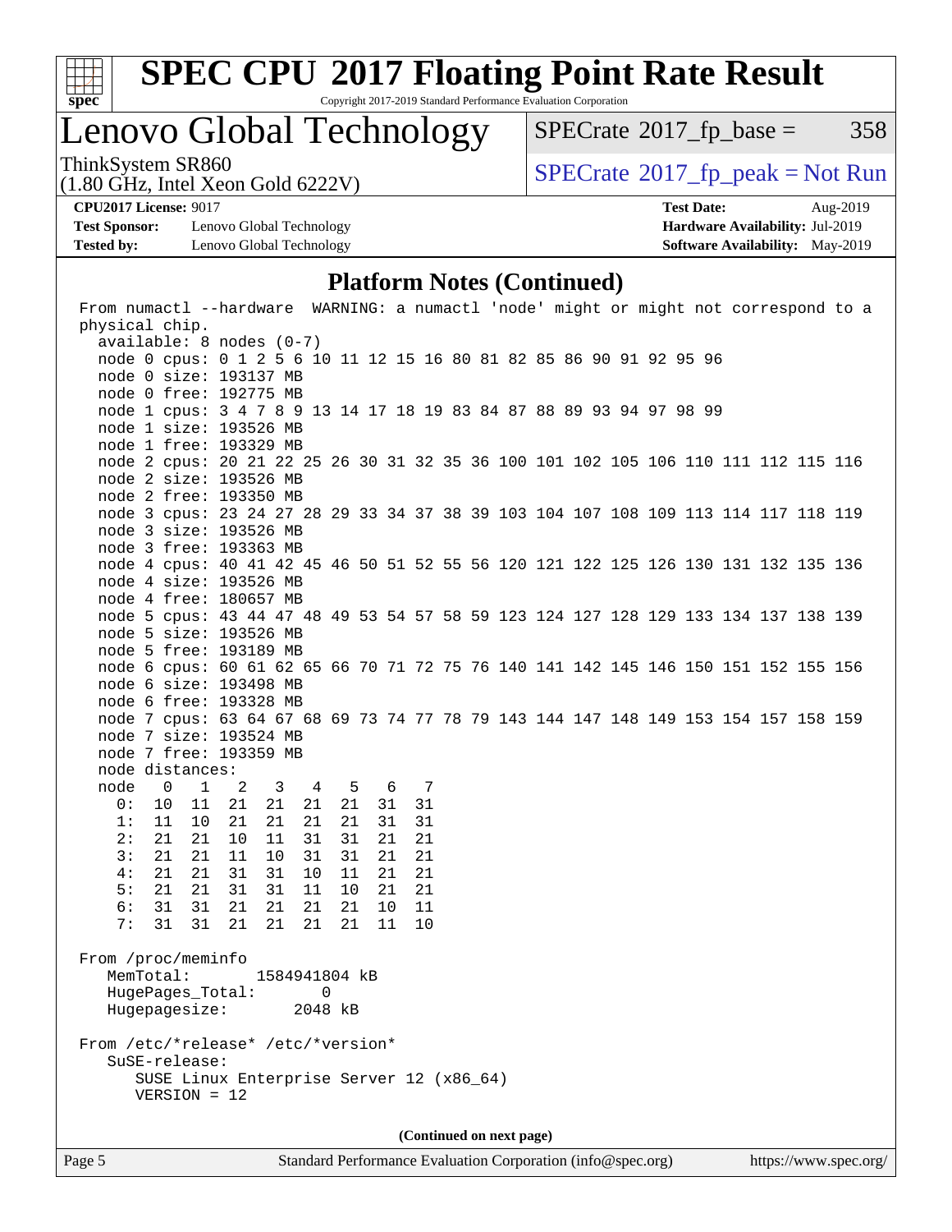# Lenovo Global Technology

ThinkSystem SR860
(1.80 GHz, Intel Xeon Gold 6222V)

SPECrate 2017_fp_base = 358

SPECrate 2017_fp_peak = Not Run

**CPU2017 License:** 9017
**Test Sponsor:** Lenovo Global Technology
**Tested by:** Lenovo Global Technology

**Test Date:** Aug-2019
**Hardware Availability:** Jul-2019
**Software Availability:** May-2019

## Platform Notes (Continued)

```
From numactl --hardware  WARNING: a numactl 'node' might or might not correspond to a
physical chip.
  available: 8 nodes (0-7)
  node 0 cpus: 0 1 2 5 6 10 11 12 15 16 80 81 82 85 86 90 91 92 95 96
  node 0 size: 193137 MB
  node 0 free: 192775 MB
  node 1 cpus: 3 4 7 8 9 13 14 17 18 19 83 84 87 88 89 93 94 97 98 99
  node 1 size: 193526 MB
  node 1 free: 193329 MB
  node 2 cpus: 20 21 22 25 26 30 31 32 35 36 100 101 102 105 106 110 111 112 115 116
  node 2 size: 193526 MB
  node 2 free: 193350 MB
  node 3 cpus: 23 24 27 28 29 33 34 37 38 39 103 104 107 108 109 113 114 117 118 119
  node 3 size: 193526 MB
  node 3 free: 193363 MB
  node 4 cpus: 40 41 42 45 46 50 51 52 55 56 120 121 122 125 126 130 131 132 135 136
  node 4 size: 193526 MB
  node 4 free: 180657 MB
  node 5 cpus: 43 44 47 48 49 53 54 57 58 59 123 124 127 128 129 133 134 137 138 139
  node 5 size: 193526 MB
  node 5 free: 193189 MB
  node 6 cpus: 60 61 62 65 66 70 71 72 75 76 140 141 142 145 146 150 151 152 155 156
  node 6 size: 193498 MB
  node 6 free: 193328 MB
  node 7 cpus: 63 64 67 68 69 73 74 77 78 79 143 144 147 148 149 153 154 157 158 159
  node 7 size: 193524 MB
  node 7 free: 193359 MB
  node distances:
  node   0   1   2   3   4   5   6   7
    0:  10  11  21  21  21  21  31  31
    1:  11  10  21  21  21  21  31  31
    2:  21  21  10  11  31  31  21  21
    3:  21  21  11  10  31  31  21  21
    4:  21  21  31  31  10  11  21  21
    5:  21  21  31  31  11  10  21  21
    6:  31  31  21  21  21  21  10  11
    7:  31  31  21  21  21  21  11  10

From /proc/meminfo
   MemTotal:       1584941804 kB
   HugePages_Total:       0
   Hugepagesize:       2048 kB

From /etc/*release* /etc/*version*
   SuSE-release:
      SUSE Linux Enterprise Server 12 (x86_64)
      VERSION = 12
```

(Continued on next page)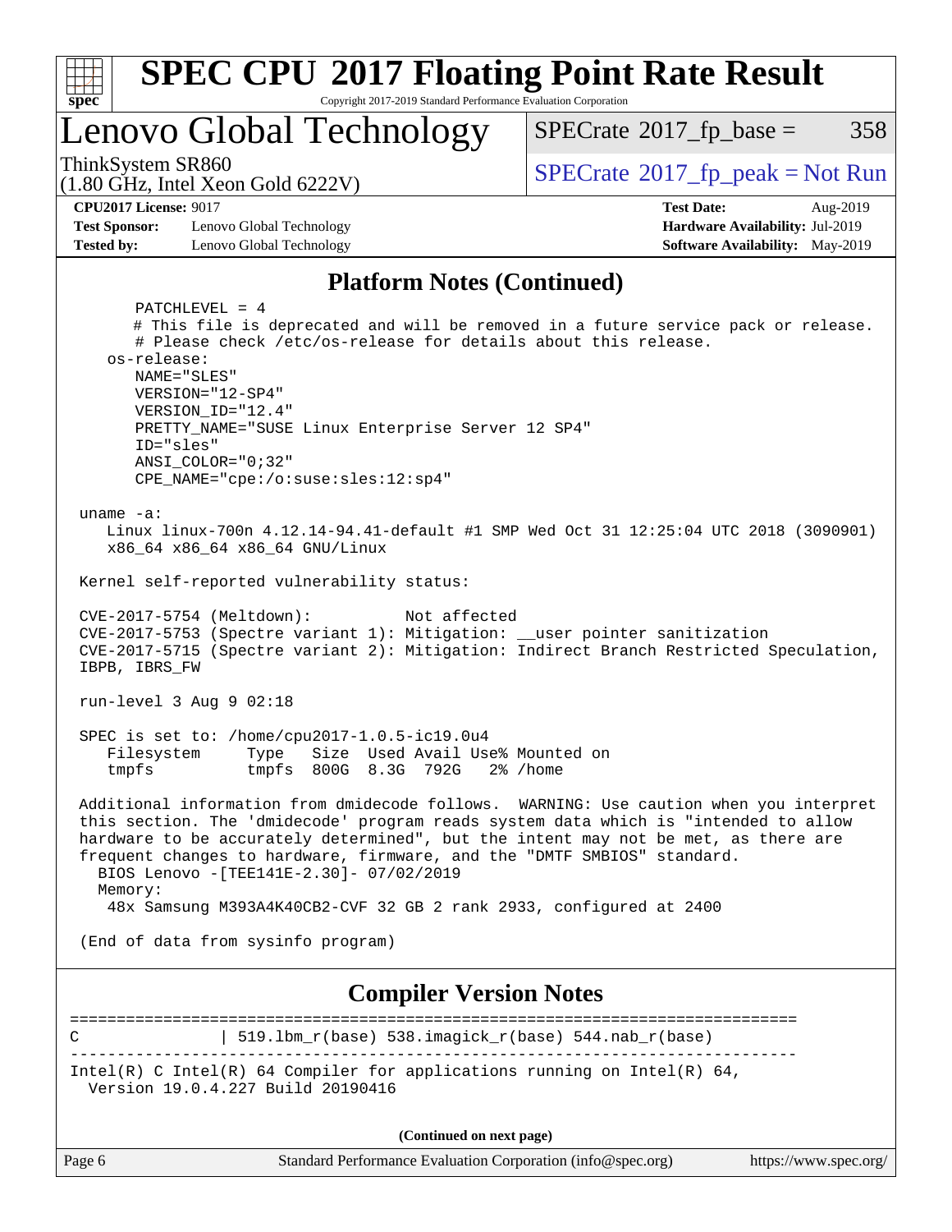## Platform Notes (Continued)

```
       PATCHLEVEL = 4
       # This file is deprecated and will be removed in a future service pack or release.
       # Please check /etc/os-release for details about this release.
    os-release:
       NAME="SLES"
       VERSION="12-SP4"
       VERSION_ID="12.4"
       PRETTY_NAME="SUSE Linux Enterprise Server 12 SP4"
       ID="sles"
       ANSI_COLOR="0;32"
       CPE_NAME="cpe:/o:suse:sles:12:sp4"

 uname -a:
    Linux linux-700n 4.12.14-94.41-default #1 SMP Wed Oct 31 12:25:04 UTC 2018 (3090901)
    x86_64 x86_64 x86_64 GNU/Linux

 Kernel self-reported vulnerability status:

 CVE-2017-5754 (Meltdown):          Not affected
 CVE-2017-5753 (Spectre variant 1): Mitigation: __user pointer sanitization
 CVE-2017-5715 (Spectre variant 2): Mitigation: Indirect Branch Restricted Speculation,
 IBPB, IBRS_FW

 run-level 3 Aug 9 02:18

 SPEC is set to: /home/cpu2017-1.0.5-ic19.0u4
    Filesystem     Type   Size  Used Avail Use% Mounted on
    tmpfs          tmpfs  800G  8.3G  792G   2% /home

 Additional information from dmidecode follows.  WARNING: Use caution when you interpret
 this section. The 'dmidecode' program reads system data which is "intended to allow
 hardware to be accurately determined", but the intent may not be met, as there are
 frequent changes to hardware, firmware, and the "DMTF SMBIOS" standard.
   BIOS Lenovo -[TEE141E-2.30]- 07/02/2019
   Memory:
    48x Samsung M393A4K40CB2-CVF 32 GB 2 rank 2933, configured at 2400

 (End of data from sysinfo program)
```

## Compiler Version Notes

```
==============================================================================
C               | 519.lbm_r(base) 538.imagick_r(base) 544.nab_r(base)
------------------------------------------------------------------------------
Intel(R) C Intel(R) 64 Compiler for applications running on Intel(R) 64,
  Version 19.0.4.227 Build 20190416
```

(Continued on next page)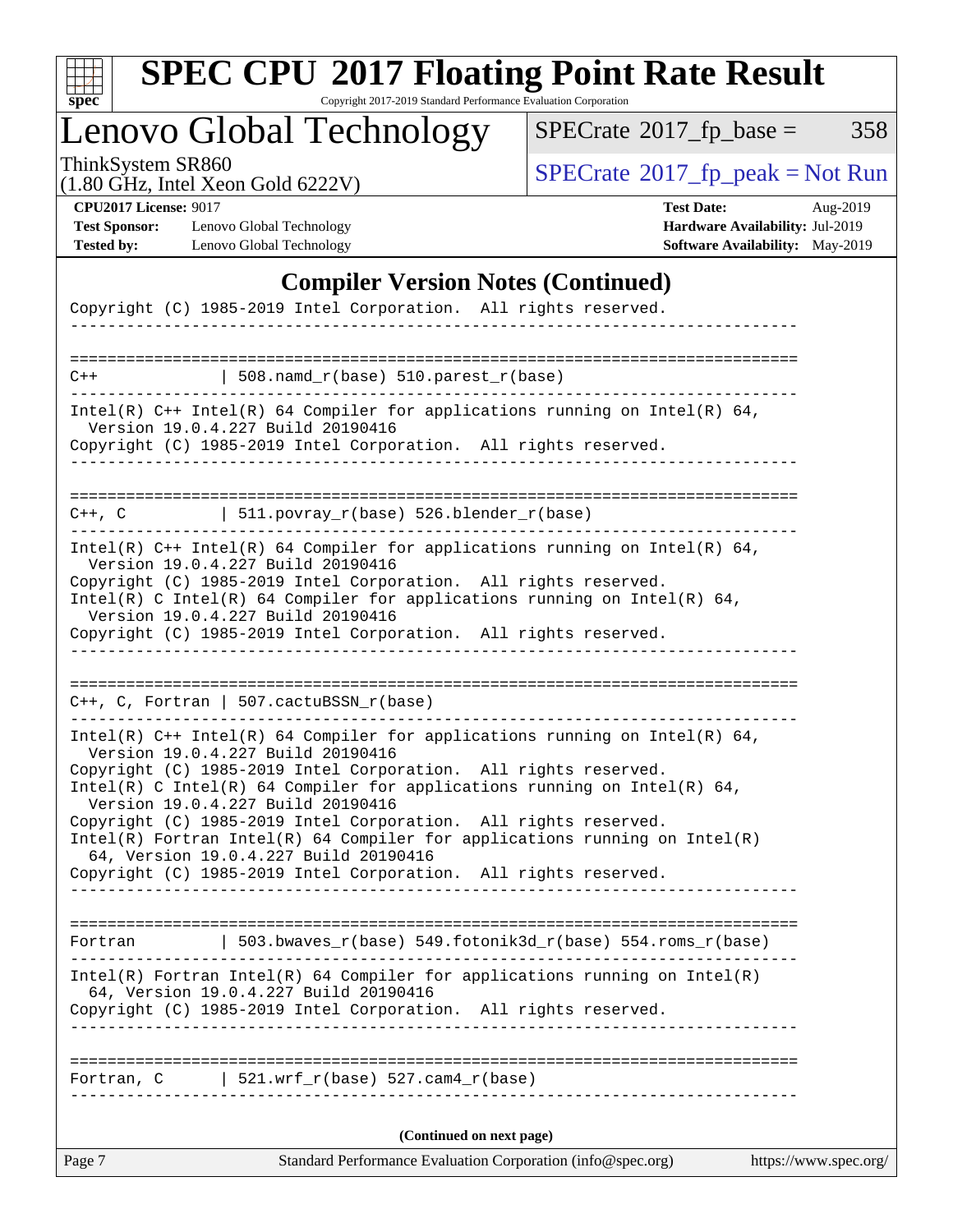## Compiler Version Notes (Continued)

```
Copyright (C) 1985-2019 Intel Corporation.  All rights reserved.
------------------------------------------------------------------------------

==============================================================================
C++             | 508.namd_r(base) 510.parest_r(base)
------------------------------------------------------------------------------
Intel(R) C++ Intel(R) 64 Compiler for applications running on Intel(R) 64,
  Version 19.0.4.227 Build 20190416
Copyright (C) 1985-2019 Intel Corporation.  All rights reserved.
------------------------------------------------------------------------------

==============================================================================
C++, C          | 511.povray_r(base) 526.blender_r(base)
------------------------------------------------------------------------------
Intel(R) C++ Intel(R) 64 Compiler for applications running on Intel(R) 64,
  Version 19.0.4.227 Build 20190416
Copyright (C) 1985-2019 Intel Corporation.  All rights reserved.
Intel(R) C Intel(R) 64 Compiler for applications running on Intel(R) 64,
  Version 19.0.4.227 Build 20190416
Copyright (C) 1985-2019 Intel Corporation.  All rights reserved.
------------------------------------------------------------------------------

==============================================================================
C++, C, Fortran | 507.cactuBSSN_r(base)
------------------------------------------------------------------------------
Intel(R) C++ Intel(R) 64 Compiler for applications running on Intel(R) 64,
  Version 19.0.4.227 Build 20190416
Copyright (C) 1985-2019 Intel Corporation.  All rights reserved.
Intel(R) C Intel(R) 64 Compiler for applications running on Intel(R) 64,
  Version 19.0.4.227 Build 20190416
Copyright (C) 1985-2019 Intel Corporation.  All rights reserved.
Intel(R) Fortran Intel(R) 64 Compiler for applications running on Intel(R)
  64, Version 19.0.4.227 Build 20190416
Copyright (C) 1985-2019 Intel Corporation.  All rights reserved.
------------------------------------------------------------------------------

==============================================================================
Fortran         | 503.bwaves_r(base) 549.fotonik3d_r(base) 554.roms_r(base)
------------------------------------------------------------------------------
Intel(R) Fortran Intel(R) 64 Compiler for applications running on Intel(R)
  64, Version 19.0.4.227 Build 20190416
Copyright (C) 1985-2019 Intel Corporation.  All rights reserved.
------------------------------------------------------------------------------

==============================================================================
Fortran, C      | 521.wrf_r(base) 527.cam4_r(base)
------------------------------------------------------------------------------
```

**(Continued on next page)**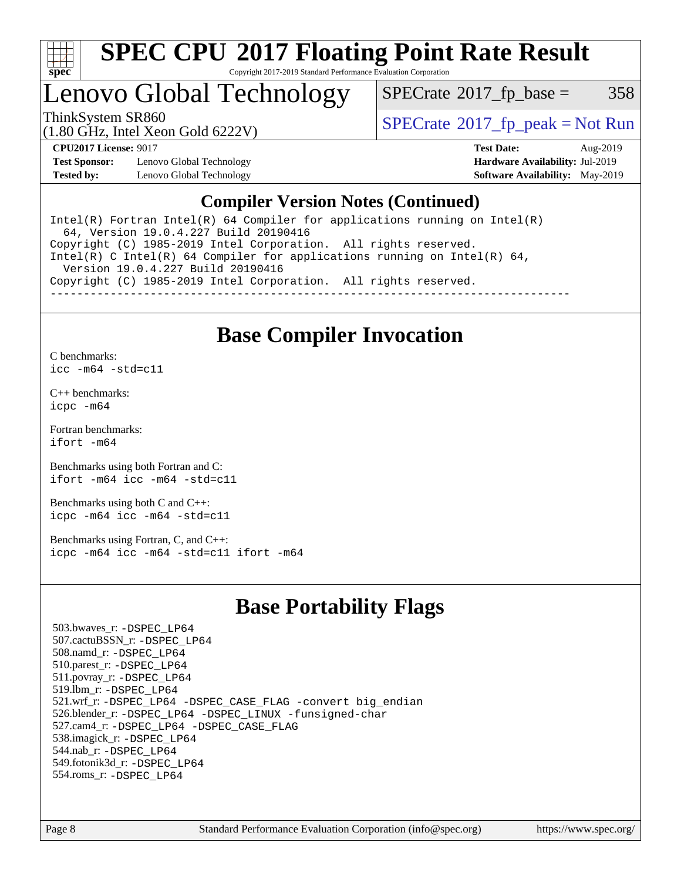# SPEC CPU 2017 Floating Point Rate Result

Copyright 2017-2019 Standard Performance Evaluation Corporation

## Lenovo Global Technology

ThinkSystem SR860
(1.80 GHz, Intel Xeon Gold 6222V)

SPECrate 2017_fp_base = 358

SPECrate 2017_fp_peak = Not Run

**CPU2017 License:** 9017
**Test Sponsor:** Lenovo Global Technology
**Tested by:** Lenovo Global Technology

**Test Date:** Aug-2019
**Hardware Availability:** Jul-2019
**Software Availability:** May-2019

## Compiler Version Notes (Continued)

```
Intel(R) Fortran Intel(R) 64 Compiler for applications running on Intel(R)
  64, Version 19.0.4.227 Build 20190416
Copyright (C) 1985-2019 Intel Corporation.  All rights reserved.
Intel(R) C Intel(R) 64 Compiler for applications running on Intel(R) 64,
  Version 19.0.4.227 Build 20190416
Copyright (C) 1985-2019 Intel Corporation.  All rights reserved.
------------------------------------------------------------------------------
```

## Base Compiler Invocation

C benchmarks:
`icc -m64 -std=c11`

C++ benchmarks:
`icpc -m64`

Fortran benchmarks:
`ifort -m64`

Benchmarks using both Fortran and C:
`ifort -m64 icc -m64 -std=c11`

Benchmarks using both C and C++:
`icpc -m64 icc -m64 -std=c11`

Benchmarks using Fortran, C, and C++:
`icpc -m64 icc -m64 -std=c11 ifort -m64`

## Base Portability Flags

503.bwaves_r: -DSPEC_LP64
507.cactuBSSN_r: -DSPEC_LP64
508.namd_r: -DSPEC_LP64
510.parest_r: -DSPEC_LP64
511.povray_r: -DSPEC_LP64
519.lbm_r: -DSPEC_LP64
521.wrf_r: -DSPEC_LP64 -DSPEC_CASE_FLAG -convert big_endian
526.blender_r: -DSPEC_LP64 -DSPEC_LINUX -funsigned-char
527.cam4_r: -DSPEC_LP64 -DSPEC_CASE_FLAG
538.imagick_r: -DSPEC_LP64
544.nab_r: -DSPEC_LP64
549.fotonik3d_r: -DSPEC_LP64
554.roms_r: -DSPEC_LP64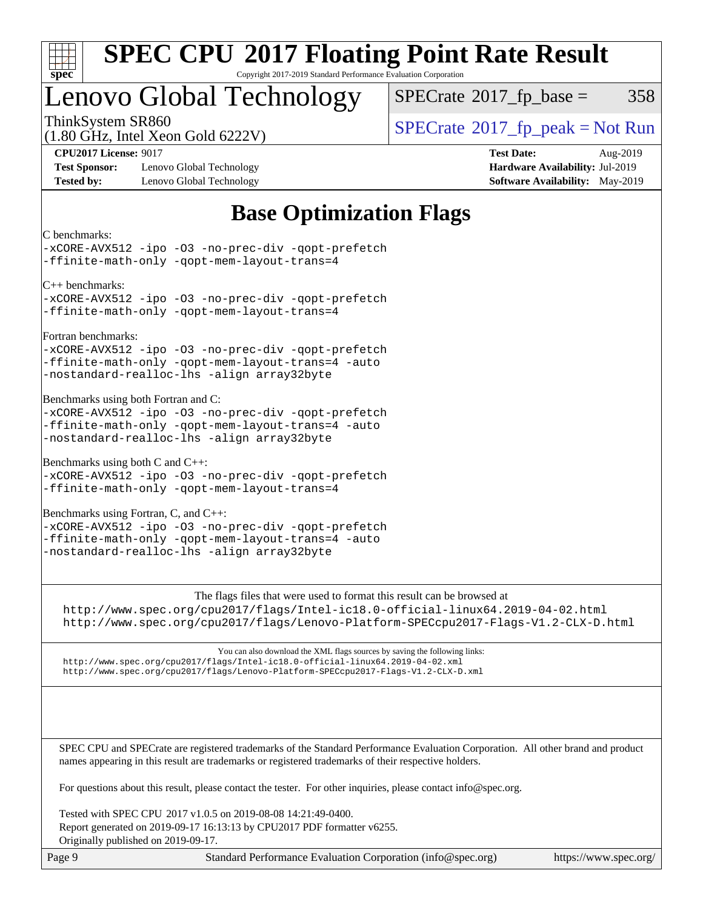# Base Optimization Flags

C benchmarks:

```
-xCORE-AVX512 -ipo -O3 -no-prec-div -qopt-prefetch
-ffinite-math-only -qopt-mem-layout-trans=4
```

C++ benchmarks:

```
-xCORE-AVX512 -ipo -O3 -no-prec-div -qopt-prefetch
-ffinite-math-only -qopt-mem-layout-trans=4
```

Fortran benchmarks:

```
-xCORE-AVX512 -ipo -O3 -no-prec-div -qopt-prefetch
-ffinite-math-only -qopt-mem-layout-trans=4 -auto
-nostandard-realloc-lhs -align array32byte
```

Benchmarks using both Fortran and C:

```
-xCORE-AVX512 -ipo -O3 -no-prec-div -qopt-prefetch
-ffinite-math-only -qopt-mem-layout-trans=4 -auto
-nostandard-realloc-lhs -align array32byte
```

Benchmarks using both C and C++:

```
-xCORE-AVX512 -ipo -O3 -no-prec-div -qopt-prefetch
-ffinite-math-only -qopt-mem-layout-trans=4
```

Benchmarks using Fortran, C, and C++:

```
-xCORE-AVX512 -ipo -O3 -no-prec-div -qopt-prefetch
-ffinite-math-only -qopt-mem-layout-trans=4 -auto
-nostandard-realloc-lhs -align array32byte
```

The flags files that were used to format this result can be browsed at

http://www.spec.org/cpu2017/flags/Intel-ic18.0-official-linux64.2019-04-02.html
http://www.spec.org/cpu2017/flags/Lenovo-Platform-SPECcpu2017-Flags-V1.2-CLX-D.html

You can also download the XML flags sources by saving the following links:

http://www.spec.org/cpu2017/flags/Intel-ic18.0-official-linux64.2019-04-02.xml
http://www.spec.org/cpu2017/flags/Lenovo-Platform-SPECcpu2017-Flags-V1.2-CLX-D.xml

SPEC CPU and SPECrate are registered trademarks of the Standard Performance Evaluation Corporation. All other brand and product names appearing in this result are trademarks or registered trademarks of their respective holders.

For questions about this result, please contact the tester. For other inquiries, please contact info@spec.org.

Tested with SPEC CPU 2017 v1.0.5 on 2019-08-08 14:21:49-0400.
Report generated on 2019-09-17 16:13:13 by CPU2017 PDF formatter v6255.
Originally published on 2019-09-17.